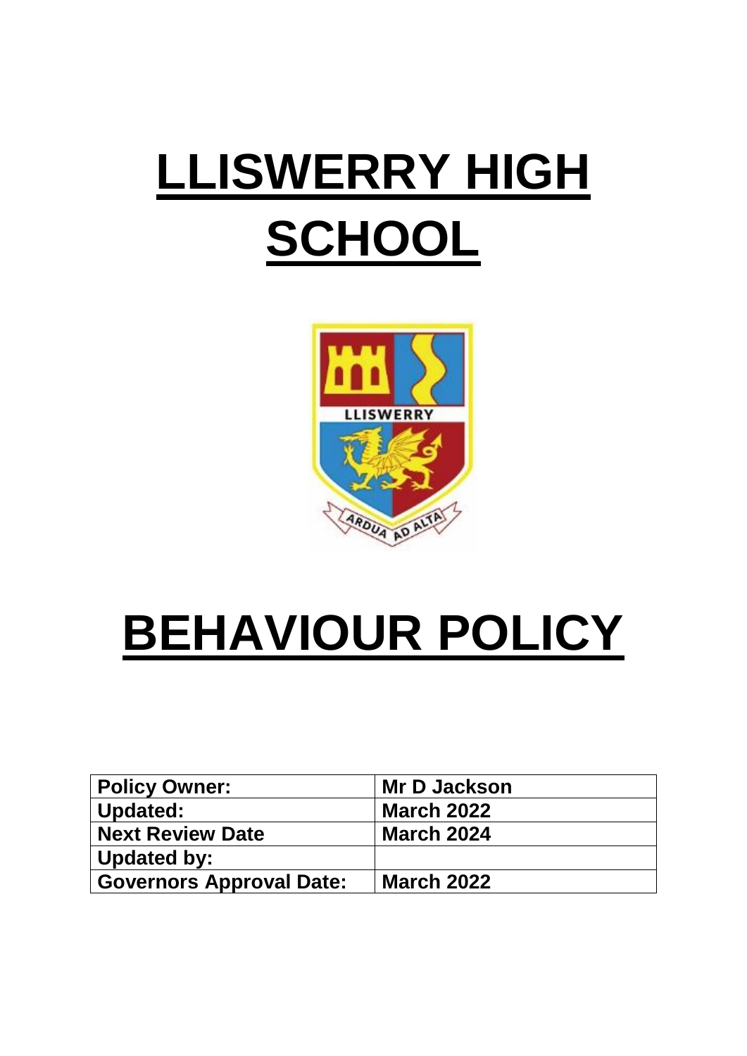# LLISWERRY HIGH SCHOOL

# BEHAVIOUR POLICY

| Policy Owner: | Mr D Jackson |
|---|---|
| Updated: | March 2022 |
| Next Review Date | March 2024 |
| Updated by: | |
| Governors Approval Date: | March 2022 |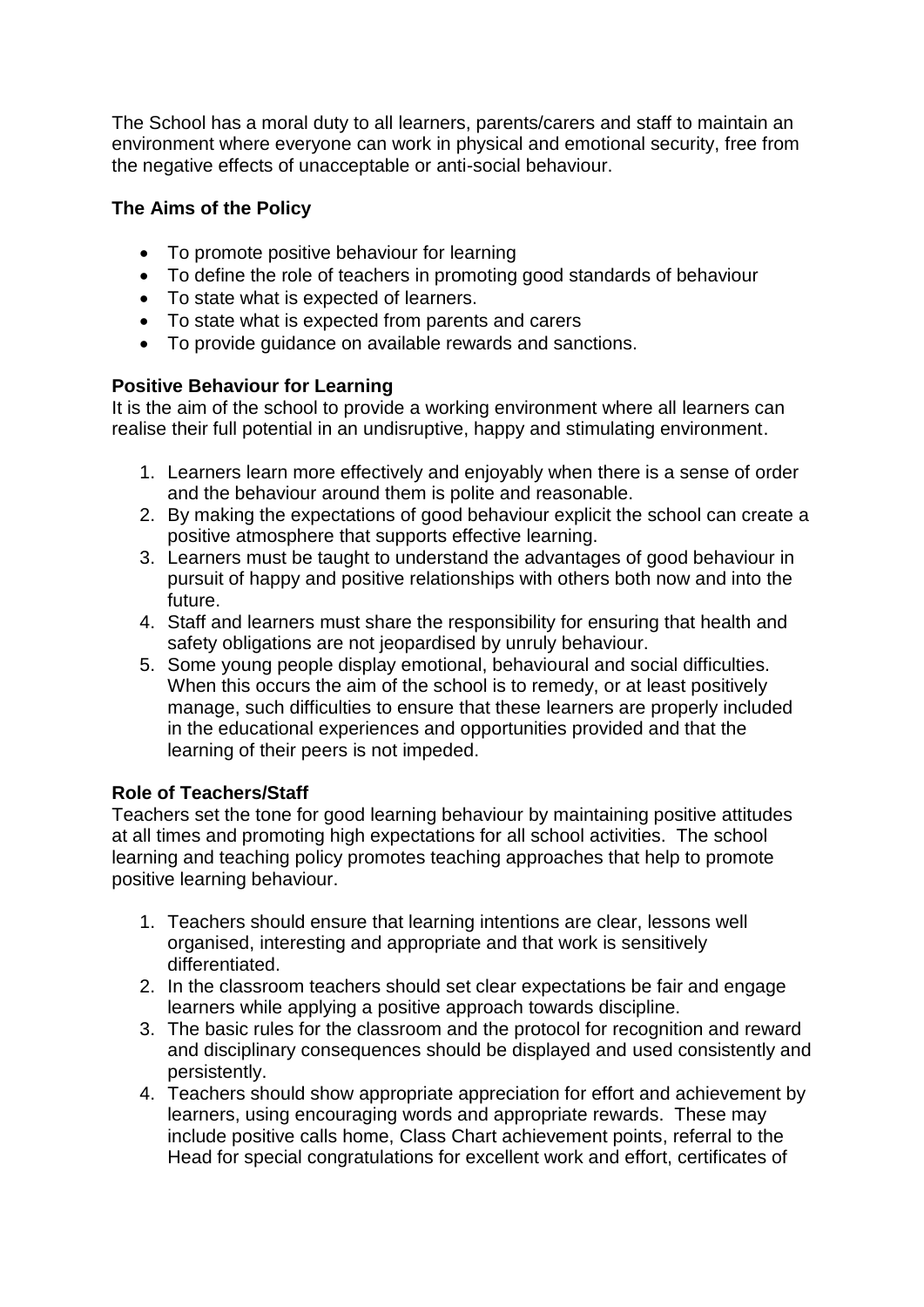The School has a moral duty to all learners, parents/carers and staff to maintain an environment where everyone can work in physical and emotional security, free from the negative effects of unacceptable or anti-social behaviour.

**The Aims of the Policy**

- To promote positive behaviour for learning
- To define the role of teachers in promoting good standards of behaviour
- To state what is expected of learners.
- To state what is expected from parents and carers
- To provide guidance on available rewards and sanctions.

**Positive Behaviour for Learning**

It is the aim of the school to provide a working environment where all learners can realise their full potential in an undisruptive, happy and stimulating environment.

1. Learners learn more effectively and enjoyably when there is a sense of order and the behaviour around them is polite and reasonable.
2. By making the expectations of good behaviour explicit the school can create a positive atmosphere that supports effective learning.
3. Learners must be taught to understand the advantages of good behaviour in pursuit of happy and positive relationships with others both now and into the future.
4. Staff and learners must share the responsibility for ensuring that health and safety obligations are not jeopardised by unruly behaviour.
5. Some young people display emotional, behavioural and social difficulties. When this occurs the aim of the school is to remedy, or at least positively manage, such difficulties to ensure that these learners are properly included in the educational experiences and opportunities provided and that the learning of their peers is not impeded.

**Role of Teachers/Staff**

Teachers set the tone for good learning behaviour by maintaining positive attitudes at all times and promoting high expectations for all school activities. The school learning and teaching policy promotes teaching approaches that help to promote positive learning behaviour.

1. Teachers should ensure that learning intentions are clear, lessons well organised, interesting and appropriate and that work is sensitively differentiated.
2. In the classroom teachers should set clear expectations be fair and engage learners while applying a positive approach towards discipline.
3. The basic rules for the classroom and the protocol for recognition and reward and disciplinary consequences should be displayed and used consistently and persistently.
4. Teachers should show appropriate appreciation for effort and achievement by learners, using encouraging words and appropriate rewards. These may include positive calls home, Class Chart achievement points, referral to the Head for special congratulations for excellent work and effort, certificates of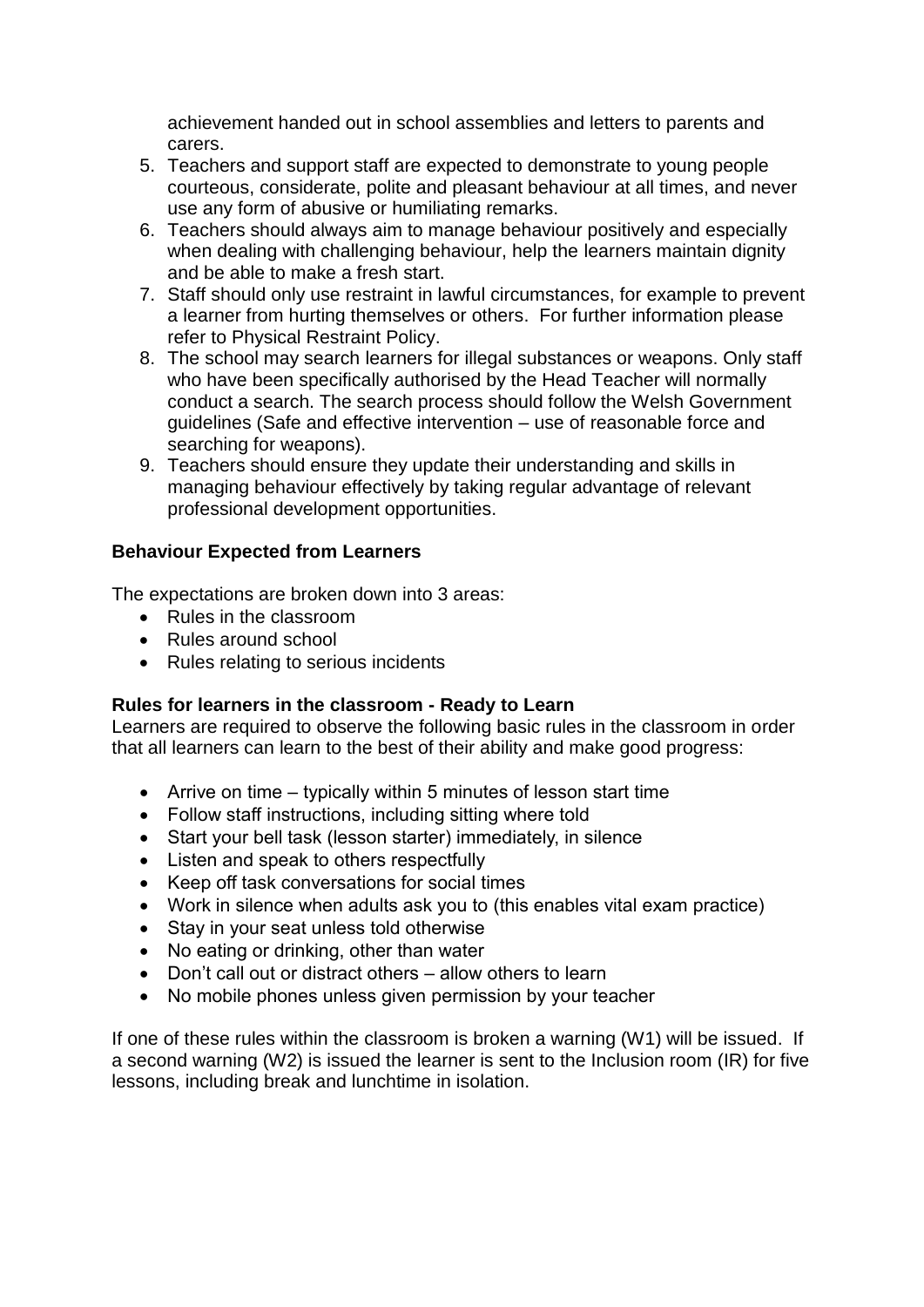achievement handed out in school assemblies and letters to parents and carers.

5. Teachers and support staff are expected to demonstrate to young people courteous, considerate, polite and pleasant behaviour at all times, and never use any form of abusive or humiliating remarks.
6. Teachers should always aim to manage behaviour positively and especially when dealing with challenging behaviour, help the learners maintain dignity and be able to make a fresh start.
7. Staff should only use restraint in lawful circumstances, for example to prevent a learner from hurting themselves or others. For further information please refer to Physical Restraint Policy.
8. The school may search learners for illegal substances or weapons. Only staff who have been specifically authorised by the Head Teacher will normally conduct a search. The search process should follow the Welsh Government guidelines (Safe and effective intervention – use of reasonable force and searching for weapons).
9. Teachers should ensure they update their understanding and skills in managing behaviour effectively by taking regular advantage of relevant professional development opportunities.

**Behaviour Expected from Learners**

The expectations are broken down into 3 areas:

- Rules in the classroom
- Rules around school
- Rules relating to serious incidents

**Rules for learners in the classroom - Ready to Learn**

Learners are required to observe the following basic rules in the classroom in order that all learners can learn to the best of their ability and make good progress:

- Arrive on time – typically within 5 minutes of lesson start time
- Follow staff instructions, including sitting where told
- Start your bell task (lesson starter) immediately, in silence
- Listen and speak to others respectfully
- Keep off task conversations for social times
- Work in silence when adults ask you to (this enables vital exam practice)
- Stay in your seat unless told otherwise
- No eating or drinking, other than water
- Don't call out or distract others – allow others to learn
- No mobile phones unless given permission by your teacher

If one of these rules within the classroom is broken a warning (W1) will be issued. If a second warning (W2) is issued the learner is sent to the Inclusion room (IR) for five lessons, including break and lunchtime in isolation.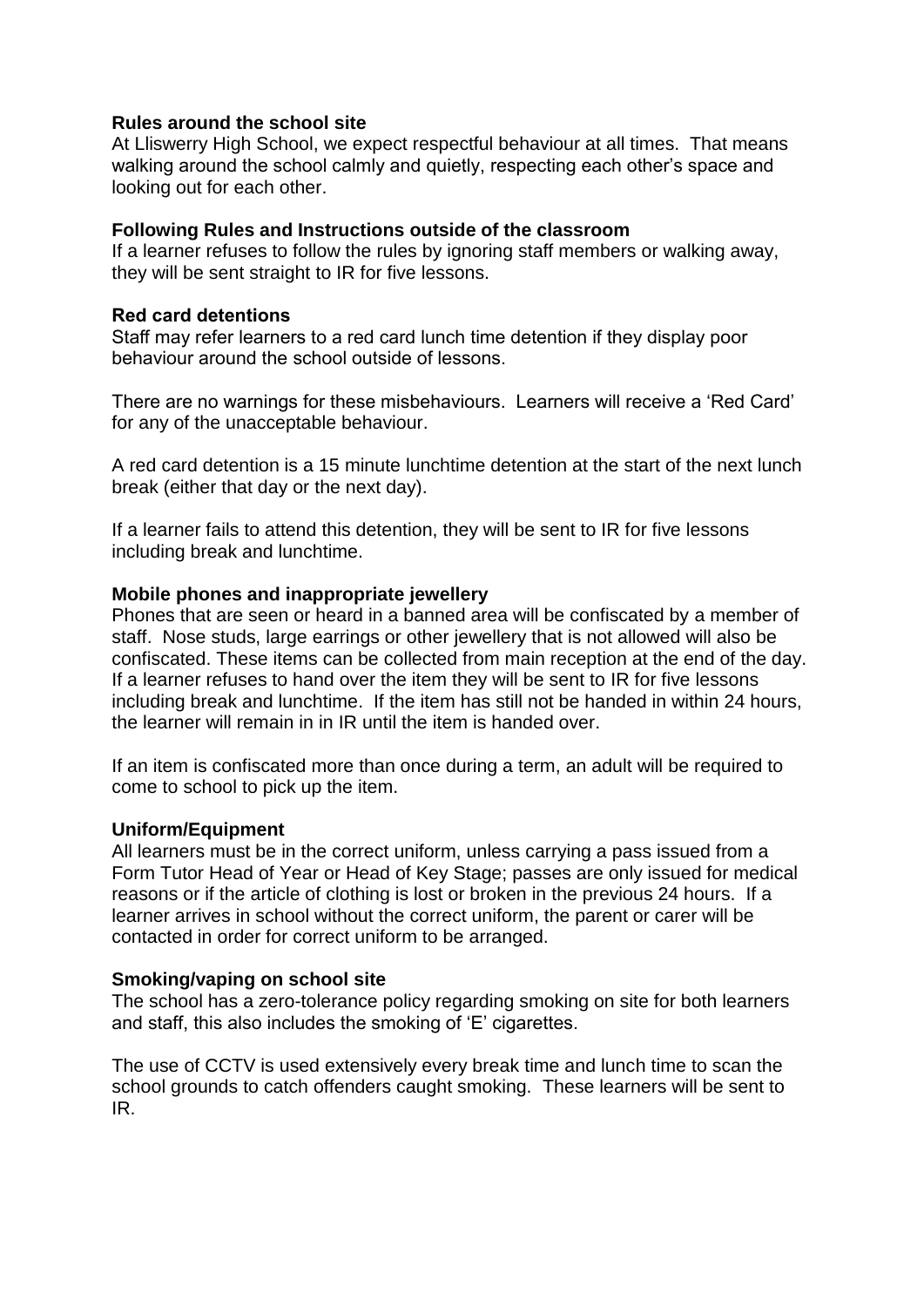**Rules around the school site**

At Lliswerry High School, we expect respectful behaviour at all times. That means walking around the school calmly and quietly, respecting each other's space and looking out for each other.

**Following Rules and Instructions outside of the classroom**

If a learner refuses to follow the rules by ignoring staff members or walking away, they will be sent straight to IR for five lessons.

**Red card detentions**

Staff may refer learners to a red card lunch time detention if they display poor behaviour around the school outside of lessons.

There are no warnings for these misbehaviours. Learners will receive a 'Red Card' for any of the unacceptable behaviour.

A red card detention is a 15 minute lunchtime detention at the start of the next lunch break (either that day or the next day).

If a learner fails to attend this detention, they will be sent to IR for five lessons including break and lunchtime.

**Mobile phones and inappropriate jewellery**

Phones that are seen or heard in a banned area will be confiscated by a member of staff. Nose studs, large earrings or other jewellery that is not allowed will also be confiscated. These items can be collected from main reception at the end of the day. If a learner refuses to hand over the item they will be sent to IR for five lessons including break and lunchtime. If the item has still not be handed in within 24 hours, the learner will remain in in IR until the item is handed over.

If an item is confiscated more than once during a term, an adult will be required to come to school to pick up the item.

**Uniform/Equipment**

All learners must be in the correct uniform, unless carrying a pass issued from a Form Tutor Head of Year or Head of Key Stage; passes are only issued for medical reasons or if the article of clothing is lost or broken in the previous 24 hours. If a learner arrives in school without the correct uniform, the parent or carer will be contacted in order for correct uniform to be arranged.

**Smoking/vaping on school site**

The school has a zero-tolerance policy regarding smoking on site for both learners and staff, this also includes the smoking of 'E' cigarettes.

The use of CCTV is used extensively every break time and lunch time to scan the school grounds to catch offenders caught smoking. These learners will be sent to IR.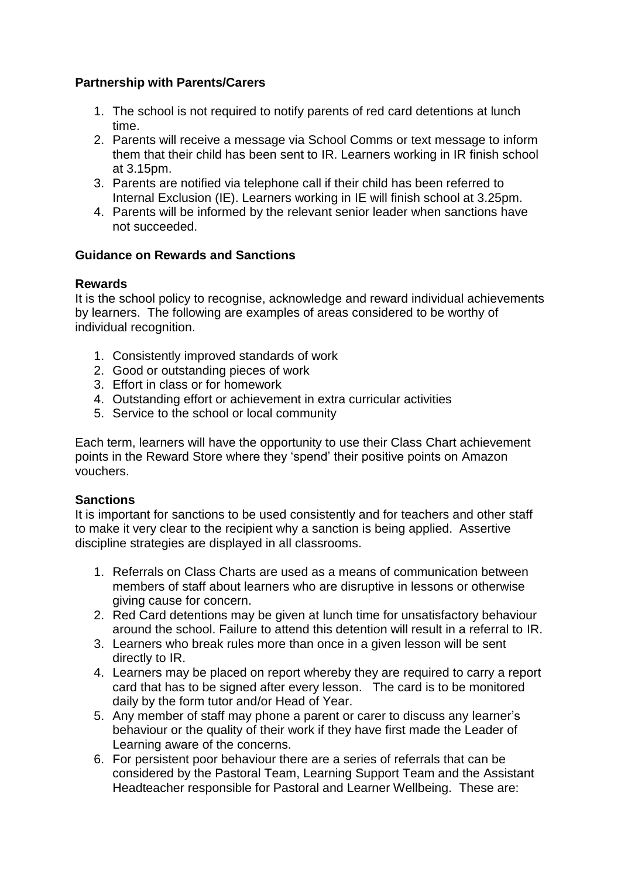**Partnership with Parents/Carers**

1. The school is not required to notify parents of red card detentions at lunch time.
2. Parents will receive a message via School Comms or text message to inform them that their child has been sent to IR. Learners working in IR finish school at 3.15pm.
3. Parents are notified via telephone call if their child has been referred to Internal Exclusion (IE). Learners working in IE will finish school at 3.25pm.
4. Parents will be informed by the relevant senior leader when sanctions have not succeeded.

**Guidance on Rewards and Sanctions**

**Rewards**

It is the school policy to recognise, acknowledge and reward individual achievements by learners. The following are examples of areas considered to be worthy of individual recognition.

1. Consistently improved standards of work
2. Good or outstanding pieces of work
3. Effort in class or for homework
4. Outstanding effort or achievement in extra curricular activities
5. Service to the school or local community

Each term, learners will have the opportunity to use their Class Chart achievement points in the Reward Store where they 'spend' their positive points on Amazon vouchers.

**Sanctions**

It is important for sanctions to be used consistently and for teachers and other staff to make it very clear to the recipient why a sanction is being applied. Assertive discipline strategies are displayed in all classrooms.

1. Referrals on Class Charts are used as a means of communication between members of staff about learners who are disruptive in lessons or otherwise giving cause for concern.
2. Red Card detentions may be given at lunch time for unsatisfactory behaviour around the school. Failure to attend this detention will result in a referral to IR.
3. Learners who break rules more than once in a given lesson will be sent directly to IR.
4. Learners may be placed on report whereby they are required to carry a report card that has to be signed after every lesson. The card is to be monitored daily by the form tutor and/or Head of Year.
5. Any member of staff may phone a parent or carer to discuss any learner's behaviour or the quality of their work if they have first made the Leader of Learning aware of the concerns.
6. For persistent poor behaviour there are a series of referrals that can be considered by the Pastoral Team, Learning Support Team and the Assistant Headteacher responsible for Pastoral and Learner Wellbeing. These are: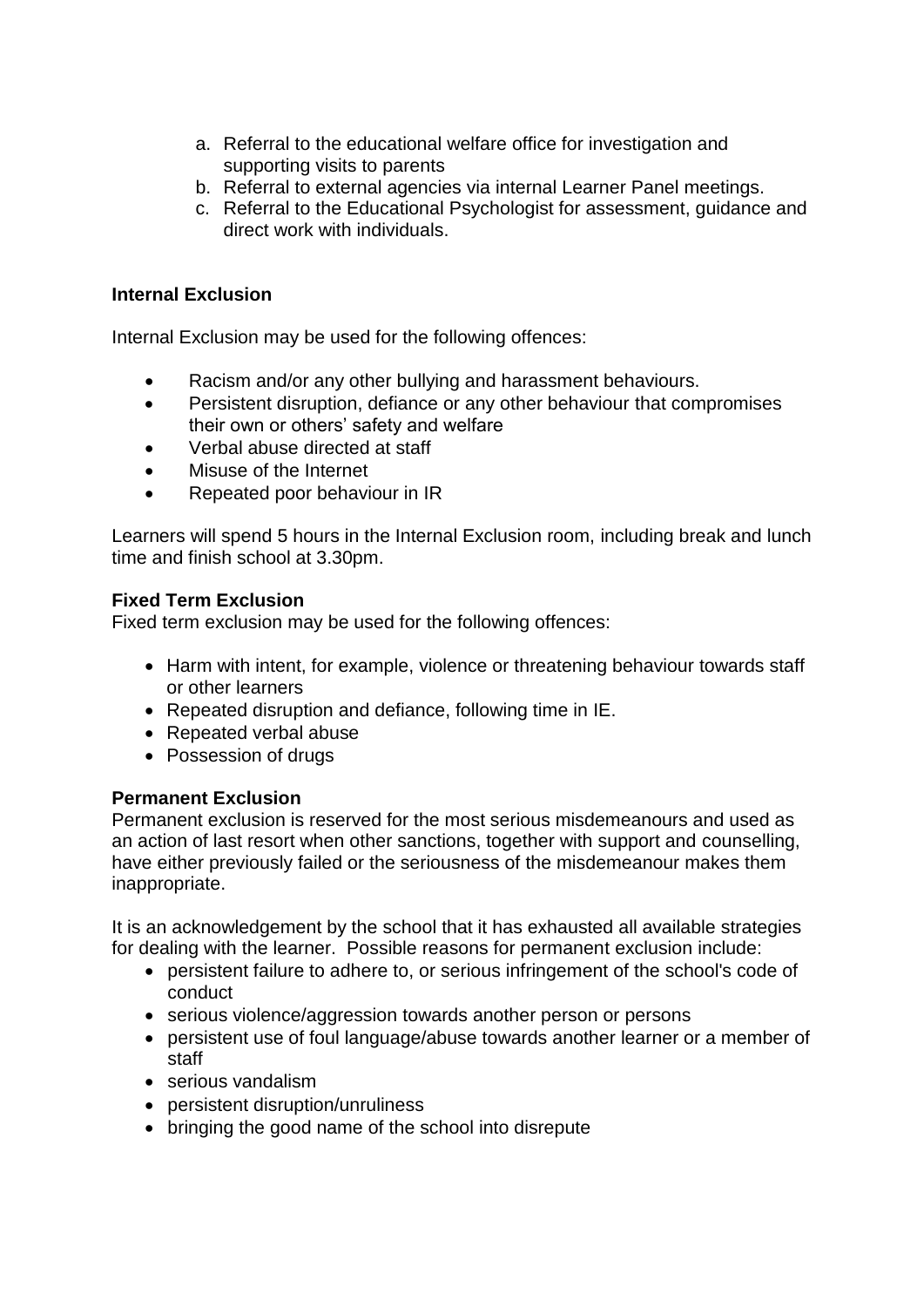a. Referral to the educational welfare office for investigation and supporting visits to parents
b. Referral to external agencies via internal Learner Panel meetings.
c. Referral to the Educational Psychologist for assessment, guidance and direct work with individuals.

**Internal Exclusion**

Internal Exclusion may be used for the following offences:

- Racism and/or any other bullying and harassment behaviours.
- Persistent disruption, defiance or any other behaviour that compromises their own or others' safety and welfare
- Verbal abuse directed at staff
- Misuse of the Internet
- Repeated poor behaviour in IR

Learners will spend 5 hours in the Internal Exclusion room, including break and lunch time and finish school at 3.30pm.

**Fixed Term Exclusion**

Fixed term exclusion may be used for the following offences:

- Harm with intent, for example, violence or threatening behaviour towards staff or other learners
- Repeated disruption and defiance, following time in IE.
- Repeated verbal abuse
- Possession of drugs

**Permanent Exclusion**

Permanent exclusion is reserved for the most serious misdemeanours and used as an action of last resort when other sanctions, together with support and counselling, have either previously failed or the seriousness of the misdemeanour makes them inappropriate.

It is an acknowledgement by the school that it has exhausted all available strategies for dealing with the learner. Possible reasons for permanent exclusion include:

- persistent failure to adhere to, or serious infringement of the school's code of conduct
- serious violence/aggression towards another person or persons
- persistent use of foul language/abuse towards another learner or a member of staff
- serious vandalism
- persistent disruption/unruliness
- bringing the good name of the school into disrepute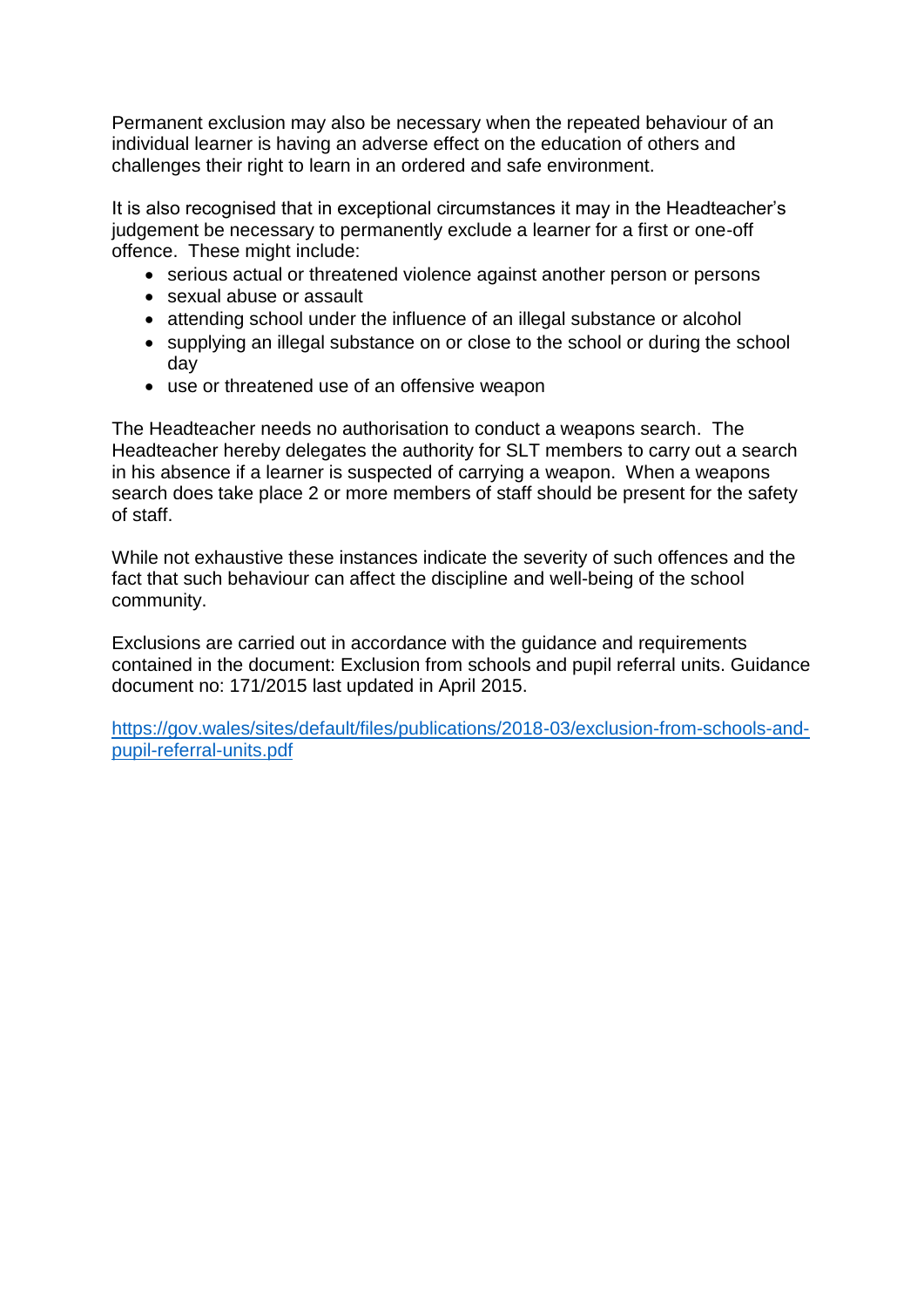Permanent exclusion may also be necessary when the repeated behaviour of an individual learner is having an adverse effect on the education of others and challenges their right to learn in an ordered and safe environment.

It is also recognised that in exceptional circumstances it may in the Headteacher's judgement be necessary to permanently exclude a learner for a first or one-off offence. These might include:

- serious actual or threatened violence against another person or persons
- sexual abuse or assault
- attending school under the influence of an illegal substance or alcohol
- supplying an illegal substance on or close to the school or during the school day
- use or threatened use of an offensive weapon

The Headteacher needs no authorisation to conduct a weapons search. The Headteacher hereby delegates the authority for SLT members to carry out a search in his absence if a learner is suspected of carrying a weapon. When a weapons search does take place 2 or more members of staff should be present for the safety of staff.

While not exhaustive these instances indicate the severity of such offences and the fact that such behaviour can affect the discipline and well-being of the school community.

Exclusions are carried out in accordance with the guidance and requirements contained in the document: Exclusion from schools and pupil referral units. Guidance document no: 171/2015 last updated in April 2015.

[https://gov.wales/sites/default/files/publications/2018-03/exclusion-from-schools-and-pupil-referral-units.pdf](https://gov.wales/sites/default/files/publications/2018-03/exclusion-from-schools-and-pupil-referral-units.pdf)